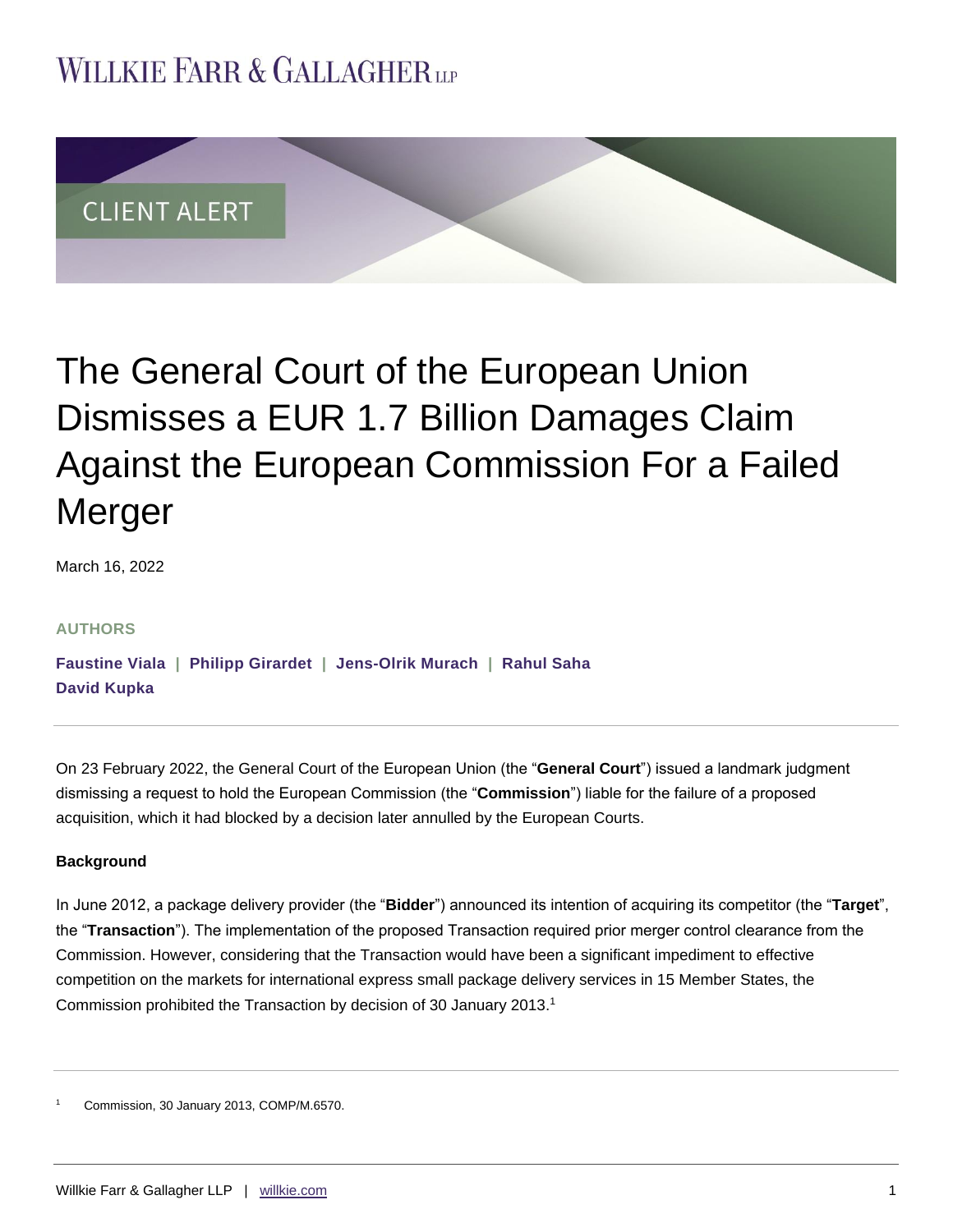WILLKIE FARR & GALLAGHER LLP

CLIENT ALERT

# The General Court of the European Union Dismisses a EUR 1.7 Billion Damages Claim Against the European Commission For a Failed Merger

March 16, 2022

**AUTHORS**

**Faustine Viala | Philipp Girardet | Jens-Olrik Murach | Rahul Saha**
**David Kupka**

On 23 February 2022, the General Court of the European Union (the "**General Court**") issued a landmark judgment dismissing a request to hold the European Commission (the "**Commission**") liable for the failure of a proposed acquisition, which it had blocked by a decision later annulled by the European Courts.

**Background**

In June 2012, a package delivery provider (the "**Bidder**") announced its intention of acquiring its competitor (the "**Target**", the "**Transaction**"). The implementation of the proposed Transaction required prior merger control clearance from the Commission. However, considering that the Transaction would have been a significant impediment to effective competition on the markets for international express small package delivery services in 15 Member States, the Commission prohibited the Transaction by decision of 30 January 2013.[1]

[1] Commission, 30 January 2013, COMP/M.6570.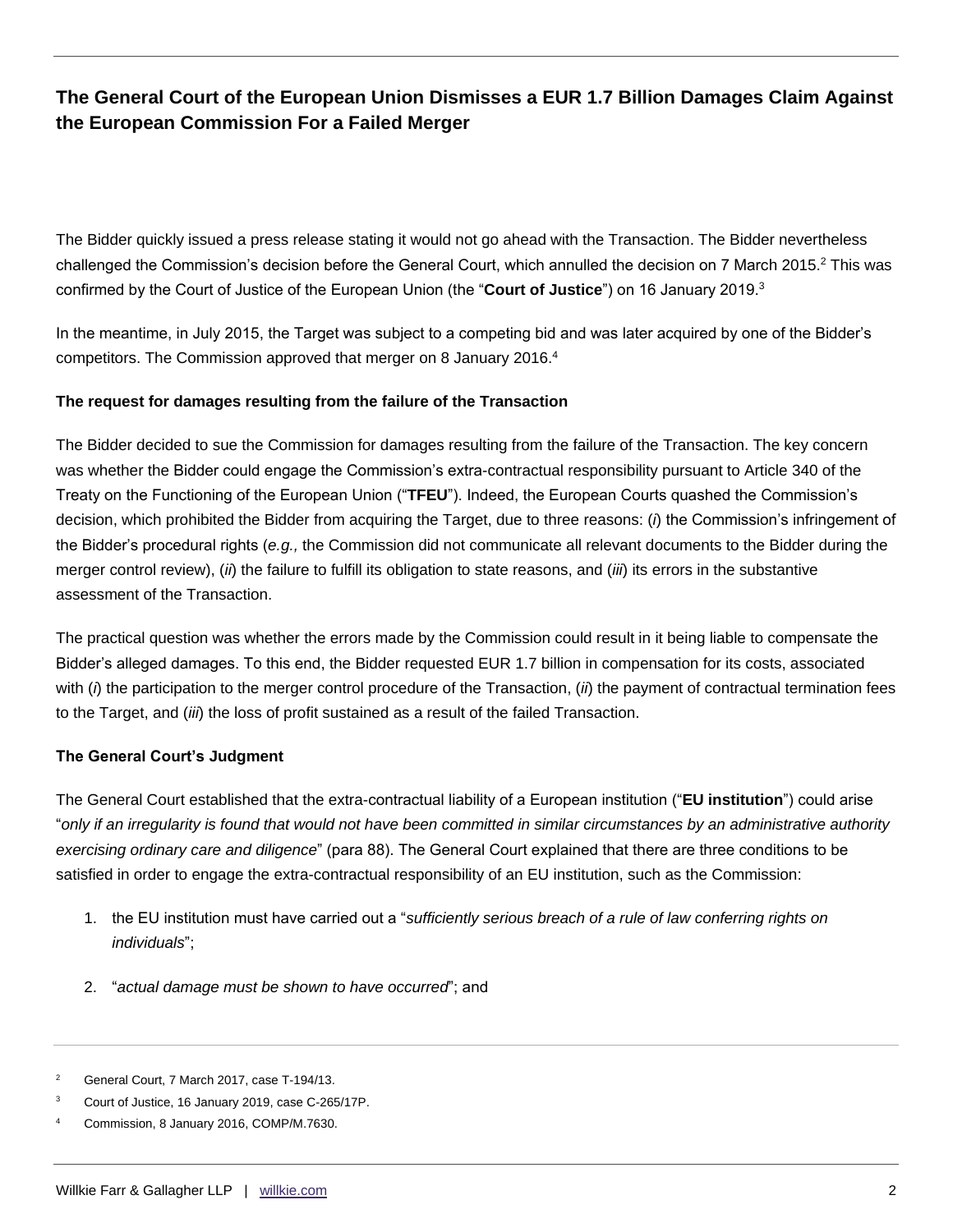## The General Court of the European Union Dismisses a EUR 1.7 Billion Damages Claim Against the European Commission For a Failed Merger

The Bidder quickly issued a press release stating it would not go ahead with the Transaction. The Bidder nevertheless challenged the Commission's decision before the General Court, which annulled the decision on 7 March 2015.[2] This was confirmed by the Court of Justice of the European Union (the "**Court of Justice**") on 16 January 2019.[3]

In the meantime, in July 2015, the Target was subject to a competing bid and was later acquired by one of the Bidder's competitors. The Commission approved that merger on 8 January 2016.[4]

### The request for damages resulting from the failure of the Transaction

The Bidder decided to sue the Commission for damages resulting from the failure of the Transaction. The key concern was whether the Bidder could engage the Commission's extra-contractual responsibility pursuant to Article 340 of the Treaty on the Functioning of the European Union ("**TFEU**"). Indeed, the European Courts quashed the Commission's decision, which prohibited the Bidder from acquiring the Target, due to three reasons: (*i*) the Commission's infringement of the Bidder's procedural rights (*e.g.,* the Commission did not communicate all relevant documents to the Bidder during the merger control review), (*ii*) the failure to fulfill its obligation to state reasons, and (*iii*) its errors in the substantive assessment of the Transaction.

The practical question was whether the errors made by the Commission could result in it being liable to compensate the Bidder's alleged damages. To this end, the Bidder requested EUR 1.7 billion in compensation for its costs, associated with (*i*) the participation to the merger control procedure of the Transaction, (*ii*) the payment of contractual termination fees to the Target, and (*iii*) the loss of profit sustained as a result of the failed Transaction.

### The General Court's Judgment

The General Court established that the extra-contractual liability of a European institution ("**EU institution**") could arise "*only if an irregularity is found that would not have been committed in similar circumstances by an administrative authority exercising ordinary care and diligence*" (para 88). The General Court explained that there are three conditions to be satisfied in order to engage the extra-contractual responsibility of an EU institution, such as the Commission:

1. the EU institution must have carried out a "*sufficiently serious breach of a rule of law conferring rights on individuals*";
2. "*actual damage must be shown to have occurred*"; and

---

[2] General Court, 7 March 2017, case T-194/13.

[3] Court of Justice, 16 January 2019, case C-265/17P.

[4] Commission, 8 January 2016, COMP/M.7630.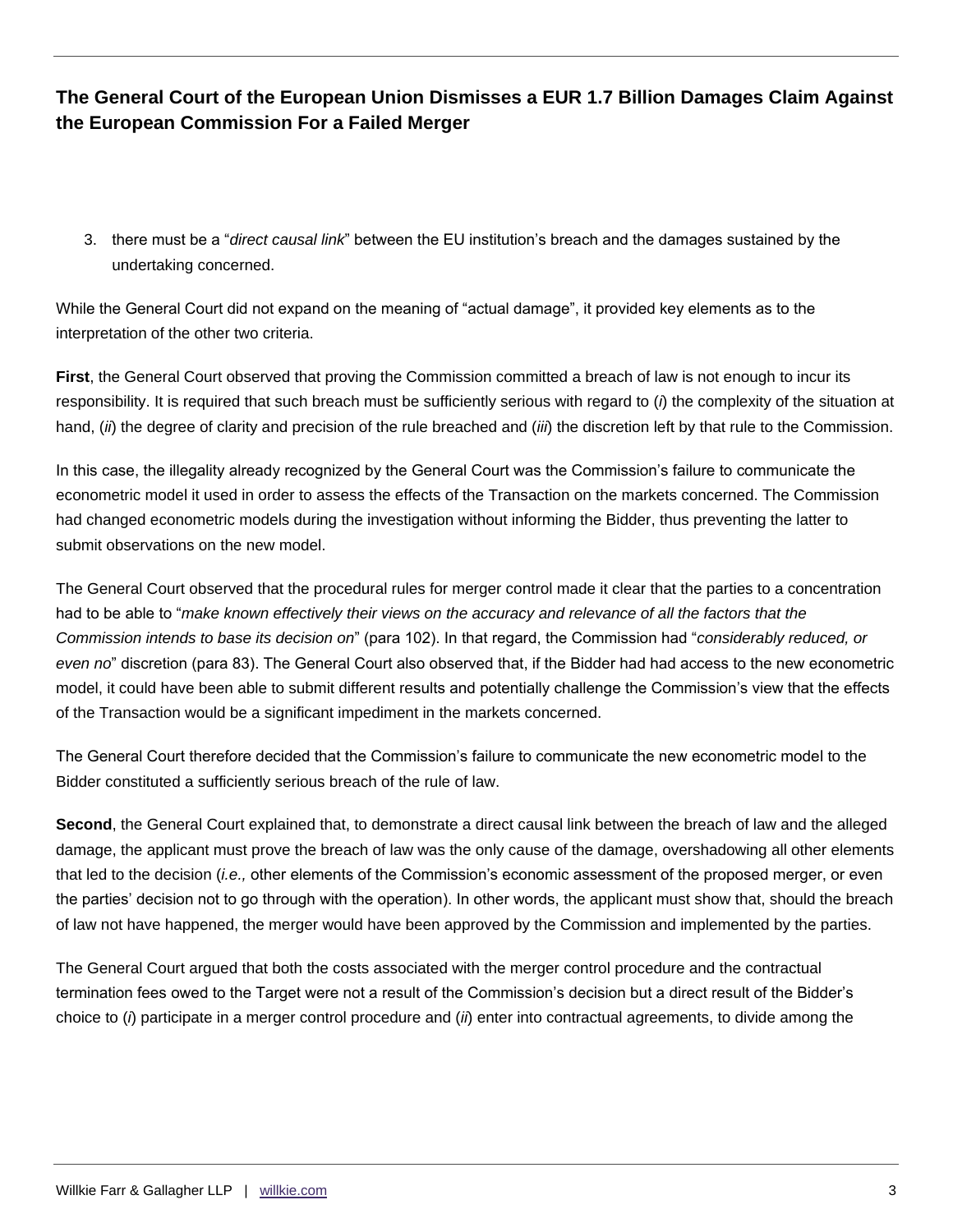3. there must be a "*direct causal link*" between the EU institution's breach and the damages sustained by the undertaking concerned.

While the General Court did not expand on the meaning of "actual damage", it provided key elements as to the interpretation of the other two criteria.

**First**, the General Court observed that proving the Commission committed a breach of law is not enough to incur its responsibility. It is required that such breach must be sufficiently serious with regard to (*i*) the complexity of the situation at hand, (*ii*) the degree of clarity and precision of the rule breached and (*iii*) the discretion left by that rule to the Commission.

In this case, the illegality already recognized by the General Court was the Commission's failure to communicate the econometric model it used in order to assess the effects of the Transaction on the markets concerned. The Commission had changed econometric models during the investigation without informing the Bidder, thus preventing the latter to submit observations on the new model.

The General Court observed that the procedural rules for merger control made it clear that the parties to a concentration had to be able to "*make known effectively their views on the accuracy and relevance of all the factors that the Commission intends to base its decision on*" (para 102). In that regard, the Commission had "*considerably reduced, or even no*" discretion (para 83). The General Court also observed that, if the Bidder had had access to the new econometric model, it could have been able to submit different results and potentially challenge the Commission's view that the effects of the Transaction would be a significant impediment in the markets concerned.

The General Court therefore decided that the Commission's failure to communicate the new econometric model to the Bidder constituted a sufficiently serious breach of the rule of law.

**Second**, the General Court explained that, to demonstrate a direct causal link between the breach of law and the alleged damage, the applicant must prove the breach of law was the only cause of the damage, overshadowing all other elements that led to the decision (*i.e.,* other elements of the Commission's economic assessment of the proposed merger, or even the parties' decision not to go through with the operation). In other words, the applicant must show that, should the breach of law not have happened, the merger would have been approved by the Commission and implemented by the parties.

The General Court argued that both the costs associated with the merger control procedure and the contractual termination fees owed to the Target were not a result of the Commission's decision but a direct result of the Bidder's choice to (*i*) participate in a merger control procedure and (*ii*) enter into contractual agreements, to divide among the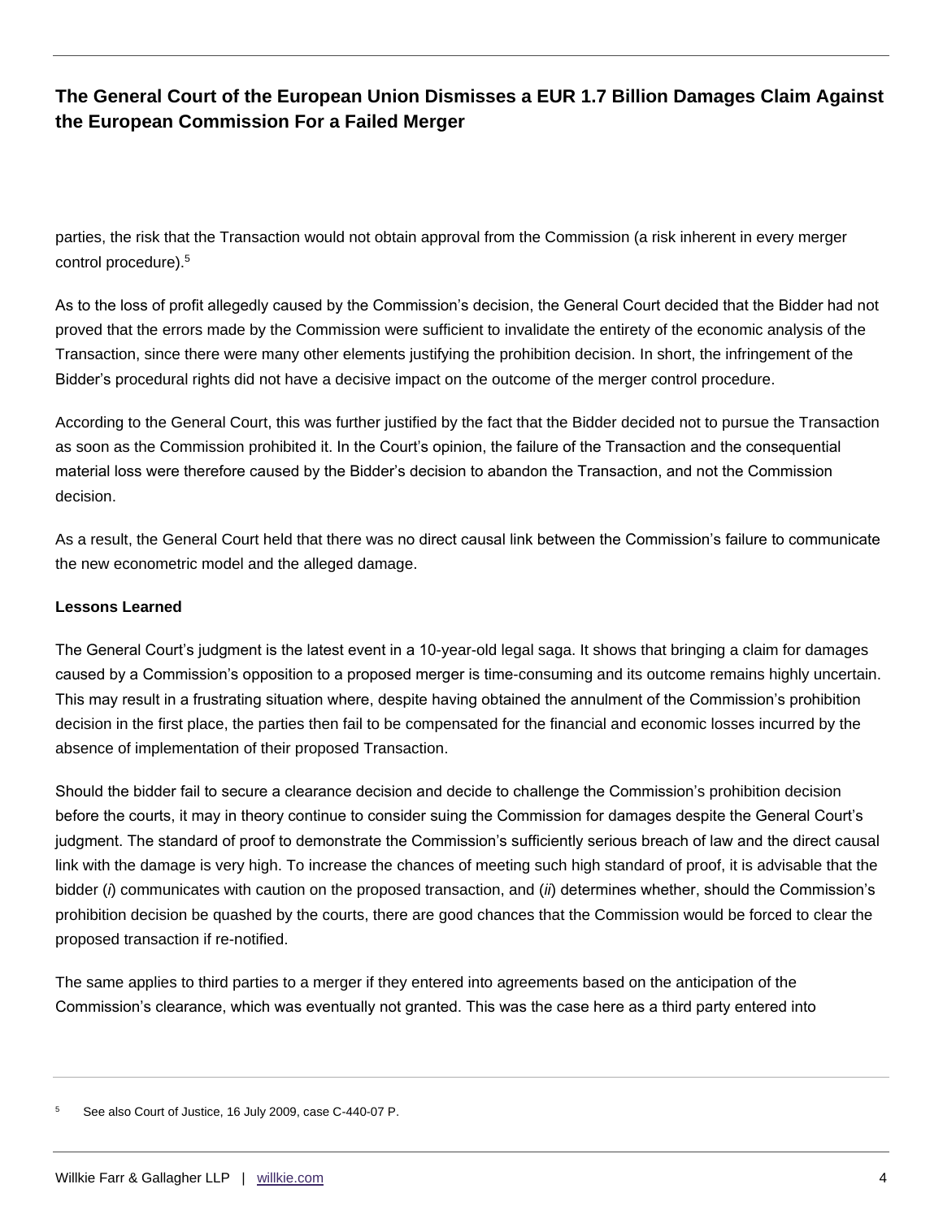parties, the risk that the Transaction would not obtain approval from the Commission (a risk inherent in every merger control procedure).[5]

As to the loss of profit allegedly caused by the Commission's decision, the General Court decided that the Bidder had not proved that the errors made by the Commission were sufficient to invalidate the entirety of the economic analysis of the Transaction, since there were many other elements justifying the prohibition decision. In short, the infringement of the Bidder's procedural rights did not have a decisive impact on the outcome of the merger control procedure.

According to the General Court, this was further justified by the fact that the Bidder decided not to pursue the Transaction as soon as the Commission prohibited it. In the Court's opinion, the failure of the Transaction and the consequential material loss were therefore caused by the Bidder's decision to abandon the Transaction, and not the Commission decision.

As a result, the General Court held that there was no direct causal link between the Commission's failure to communicate the new econometric model and the alleged damage.

**Lessons Learned**

The General Court's judgment is the latest event in a 10-year-old legal saga. It shows that bringing a claim for damages caused by a Commission's opposition to a proposed merger is time-consuming and its outcome remains highly uncertain. This may result in a frustrating situation where, despite having obtained the annulment of the Commission's prohibition decision in the first place, the parties then fail to be compensated for the financial and economic losses incurred by the absence of implementation of their proposed Transaction.

Should the bidder fail to secure a clearance decision and decide to challenge the Commission's prohibition decision before the courts, it may in theory continue to consider suing the Commission for damages despite the General Court's judgment. The standard of proof to demonstrate the Commission's sufficiently serious breach of law and the direct causal link with the damage is very high. To increase the chances of meeting such high standard of proof, it is advisable that the bidder (*i*) communicates with caution on the proposed transaction, and (*ii*) determines whether, should the Commission's prohibition decision be quashed by the courts, there are good chances that the Commission would be forced to clear the proposed transaction if re-notified.

The same applies to third parties to a merger if they entered into agreements based on the anticipation of the Commission's clearance, which was eventually not granted. This was the case here as a third party entered into

---

[5] See also Court of Justice, 16 July 2009, case C-440-07 P.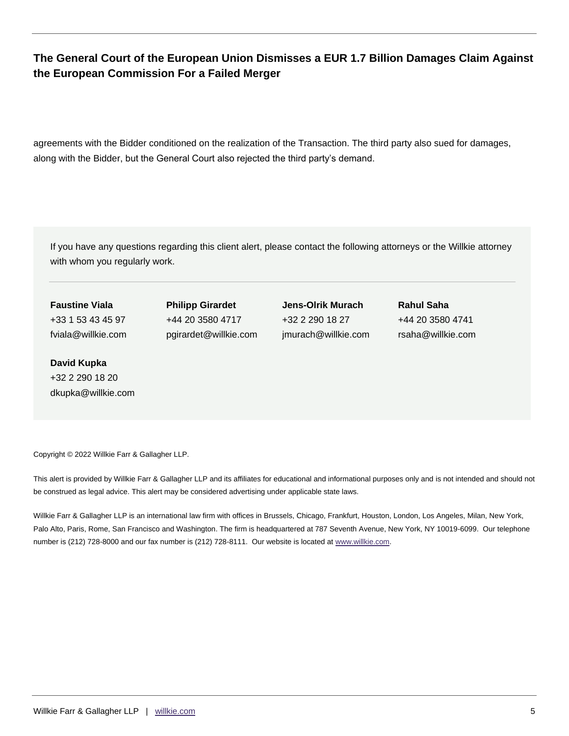agreements with the Bidder conditioned on the realization of the Transaction. The third party also sued for damages, along with the Bidder, but the General Court also rejected the third party's demand.

If you have any questions regarding this client alert, please contact the following attorneys or the Willkie attorney with whom you regularly work.

**Faustine Viala**
+33 1 53 43 45 97
fviala@willkie.com

**Philipp Girardet**
+44 20 3580 4717
pgirardet@willkie.com

**Jens-Olrik Murach**
+32 2 290 18 27
jmurach@willkie.com

**Rahul Saha**
+44 20 3580 4741
rsaha@willkie.com

**David Kupka**
+32 2 290 18 20
dkupka@willkie.com

Copyright © 2022 Willkie Farr & Gallagher LLP.

This alert is provided by Willkie Farr & Gallagher LLP and its affiliates for educational and informational purposes only and is not intended and should not be construed as legal advice. This alert may be considered advertising under applicable state laws.

Willkie Farr & Gallagher LLP is an international law firm with offices in Brussels, Chicago, Frankfurt, Houston, London, Los Angeles, Milan, New York, Palo Alto, Paris, Rome, San Francisco and Washington. The firm is headquartered at 787 Seventh Avenue, New York, NY 10019-6099. Our telephone number is (212) 728-8000 and our fax number is (212) 728-8111. Our website is located at [www.willkie.com](http://www.willkie.com).